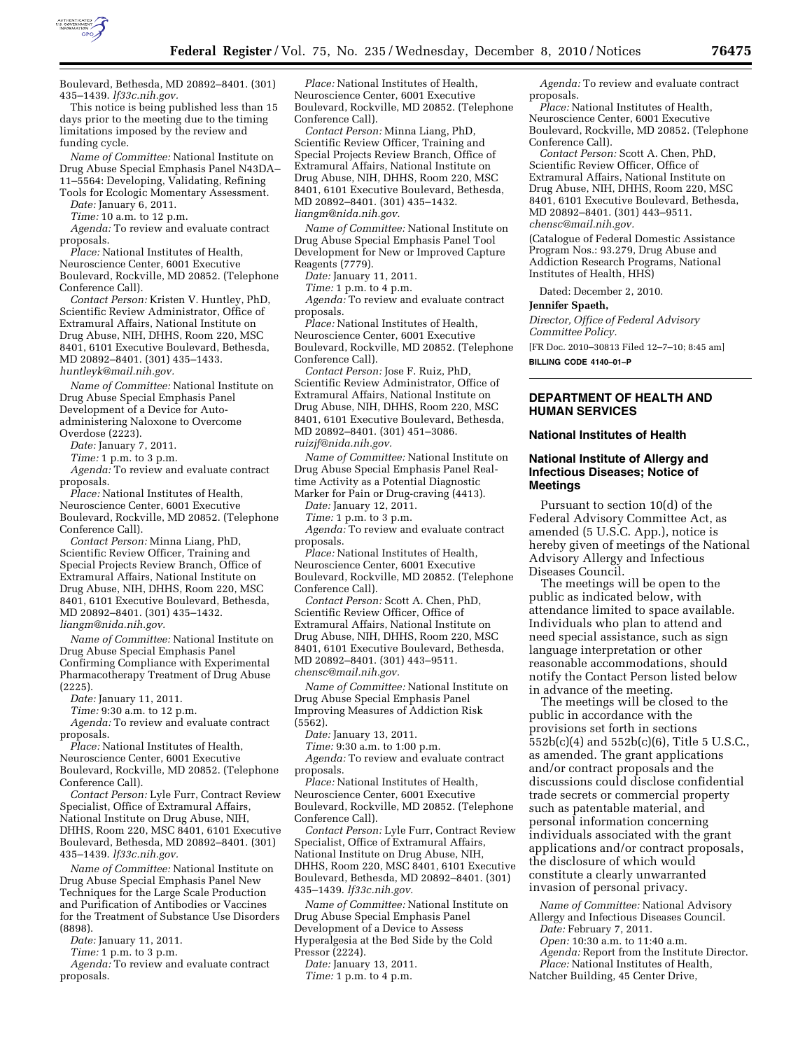Boulevard, Bethesda, MD 20892–8401. (301) 435–1439. *lf33c.nih.gov.*

This notice is being published less than 15 days prior to the meeting due to the timing limitations imposed by the review and funding cycle.

*Name of Committee:* National Institute on Drug Abuse Special Emphasis Panel N43DA–11–5564: Developing, Validating, Refining Tools for Ecologic Momentary Assessment.

*Date:* January 6, 2011.

*Time:* 10 a.m. to 12 p.m.

*Agenda:* To review and evaluate contract proposals.

*Place:* National Institutes of Health, Neuroscience Center, 6001 Executive Boulevard, Rockville, MD 20852. (Telephone Conference Call).

*Contact Person:* Kristen V. Huntley, PhD, Scientific Review Administrator, Office of Extramural Affairs, National Institute on Drug Abuse, NIH, DHHS, Room 220, MSC 8401, 6101 Executive Boulevard, Bethesda, MD 20892–8401. (301) 435–1433. *huntleyk@mail.nih.gov.*

*Name of Committee:* National Institute on Drug Abuse Special Emphasis Panel Development of a Device for Auto-administering Naloxone to Overcome Overdose (2223).

*Date:* January 7, 2011.

*Time:* 1 p.m. to 3 p.m.

*Agenda:* To review and evaluate contract proposals.

*Place:* National Institutes of Health, Neuroscience Center, 6001 Executive Boulevard, Rockville, MD 20852. (Telephone Conference Call).

*Contact Person:* Minna Liang, PhD, Scientific Review Officer, Training and Special Projects Review Branch, Office of Extramural Affairs, National Institute on Drug Abuse, NIH, DHHS, Room 220, MSC 8401, 6101 Executive Boulevard, Bethesda, MD 20892–8401. (301) 435–1432. *liangm@nida.nih.gov.*

*Name of Committee:* National Institute on Drug Abuse Special Emphasis Panel Confirming Compliance with Experimental Pharmacotherapy Treatment of Drug Abuse (2225).

*Date:* January 11, 2011.

*Time:* 9:30 a.m. to 12 p.m.

*Agenda:* To review and evaluate contract proposals.

*Place:* National Institutes of Health, Neuroscience Center, 6001 Executive Boulevard, Rockville, MD 20852. (Telephone Conference Call).

*Contact Person:* Lyle Furr, Contract Review Specialist, Office of Extramural Affairs, National Institute on Drug Abuse, NIH, DHHS, Room 220, MSC 8401, 6101 Executive Boulevard, Bethesda, MD 20892–8401. (301) 435–1439. *lf33c.nih.gov.*

*Name of Committee:* National Institute on Drug Abuse Special Emphasis Panel New Techniques for the Large Scale Production and Purification of Antibodies or Vaccines for the Treatment of Substance Use Disorders (8898).

*Date:* January 11, 2011.

*Time:* 1 p.m. to 3 p.m.

*Agenda:* To review and evaluate contract proposals.

*Place:* National Institutes of Health, Neuroscience Center, 6001 Executive Boulevard, Rockville, MD 20852. (Telephone Conference Call).

*Contact Person:* Minna Liang, PhD, Scientific Review Officer, Training and Special Projects Review Branch, Office of Extramural Affairs, National Institute on Drug Abuse, NIH, DHHS, Room 220, MSC 8401, 6101 Executive Boulevard, Bethesda, MD 20892–8401. (301) 435–1432. *liangm@nida.nih.gov.*

*Name of Committee:* National Institute on Drug Abuse Special Emphasis Panel Tool Development for New or Improved Capture Reagents (7779).

*Date:* January 11, 2011.

*Time:* 1 p.m. to 4 p.m.

*Agenda:* To review and evaluate contract proposals.

*Place:* National Institutes of Health, Neuroscience Center, 6001 Executive Boulevard, Rockville, MD 20852. (Telephone Conference Call).

*Contact Person:* Jose F. Ruiz, PhD, Scientific Review Administrator, Office of Extramural Affairs, National Institute on Drug Abuse, NIH, DHHS, Room 220, MSC 8401, 6101 Executive Boulevard, Bethesda, MD 20892–8401. (301) 451–3086. *ruizjf@nida.nih.gov.*

*Name of Committee:* National Institute on Drug Abuse Special Emphasis Panel Real-time Activity as a Potential Diagnostic Marker for Pain or Drug-craving (4413).

*Date:* January 12, 2011.

*Time:* 1 p.m. to 3 p.m.

*Agenda:* To review and evaluate contract proposals.

*Place:* National Institutes of Health, Neuroscience Center, 6001 Executive Boulevard, Rockville, MD 20852. (Telephone Conference Call).

*Contact Person:* Scott A. Chen, PhD, Scientific Review Officer, Office of Extramural Affairs, National Institute on Drug Abuse, NIH, DHHS, Room 220, MSC 8401, 6101 Executive Boulevard, Bethesda, MD 20892–8401. (301) 443–9511. *chensc@mail.nih.gov.*

*Name of Committee:* National Institute on Drug Abuse Special Emphasis Panel Improving Measures of Addiction Risk (5562).

*Date:* January 13, 2011.

*Time:* 9:30 a.m. to 1:00 p.m.

*Agenda:* To review and evaluate contract proposals.

*Place:* National Institutes of Health, Neuroscience Center, 6001 Executive Boulevard, Rockville, MD 20852. (Telephone Conference Call).

*Contact Person:* Lyle Furr, Contract Review Specialist, Office of Extramural Affairs, National Institute on Drug Abuse, NIH, DHHS, Room 220, MSC 8401, 6101 Executive Boulevard, Bethesda, MD 20892–8401. (301) 435–1439. *lf33c.nih.gov.*

*Name of Committee:* National Institute on Drug Abuse Special Emphasis Panel Development of a Device to Assess Hyperalgesia at the Bed Side by the Cold Pressor (2224).

*Date:* January 13, 2011.

*Time:* 1 p.m. to 4 p.m.

*Agenda:* To review and evaluate contract proposals.

*Place:* National Institutes of Health, Neuroscience Center, 6001 Executive Boulevard, Rockville, MD 20852. (Telephone Conference Call).

*Contact Person:* Scott A. Chen, PhD, Scientific Review Officer, Office of Extramural Affairs, National Institute on Drug Abuse, NIH, DHHS, Room 220, MSC 8401, 6101 Executive Boulevard, Bethesda, MD 20892–8401. (301) 443–9511. *chensc@mail.nih.gov.*

(Catalogue of Federal Domestic Assistance Program Nos.: 93.279, Drug Abuse and Addiction Research Programs, National Institutes of Health, HHS)

Dated: December 2, 2010.

**Jennifer Spaeth,**

*Director, Office of Federal Advisory Committee Policy.*

[FR Doc. 2010–30813 Filed 12–7–10; 8:45 am]

**BILLING CODE 4140–01–P**

## DEPARTMENT OF HEALTH AND HUMAN SERVICES

### National Institutes of Health

### National Institute of Allergy and Infectious Diseases; Notice of Meetings

Pursuant to section 10(d) of the Federal Advisory Committee Act, as amended (5 U.S.C. App.), notice is hereby given of meetings of the National Advisory Allergy and Infectious Diseases Council.

The meetings will be open to the public as indicated below, with attendance limited to space available. Individuals who plan to attend and need special assistance, such as sign language interpretation or other reasonable accommodations, should notify the Contact Person listed below in advance of the meeting.

The meetings will be closed to the public in accordance with the provisions set forth in sections 552b(c)(4) and 552b(c)(6), Title 5 U.S.C., as amended. The grant applications and/or contract proposals and the discussions could disclose confidential trade secrets or commercial property such as patentable material, and personal information concerning individuals associated with the grant applications and/or contract proposals, the disclosure of which would constitute a clearly unwarranted invasion of personal privacy.

*Name of Committee:* National Advisory Allergy and Infectious Diseases Council.

*Date:* February 7, 2011.

*Open:* 10:30 a.m. to 11:40 a.m.

*Agenda:* Report from the Institute Director.

*Place:* National Institutes of Health, Natcher Building, 45 Center Drive,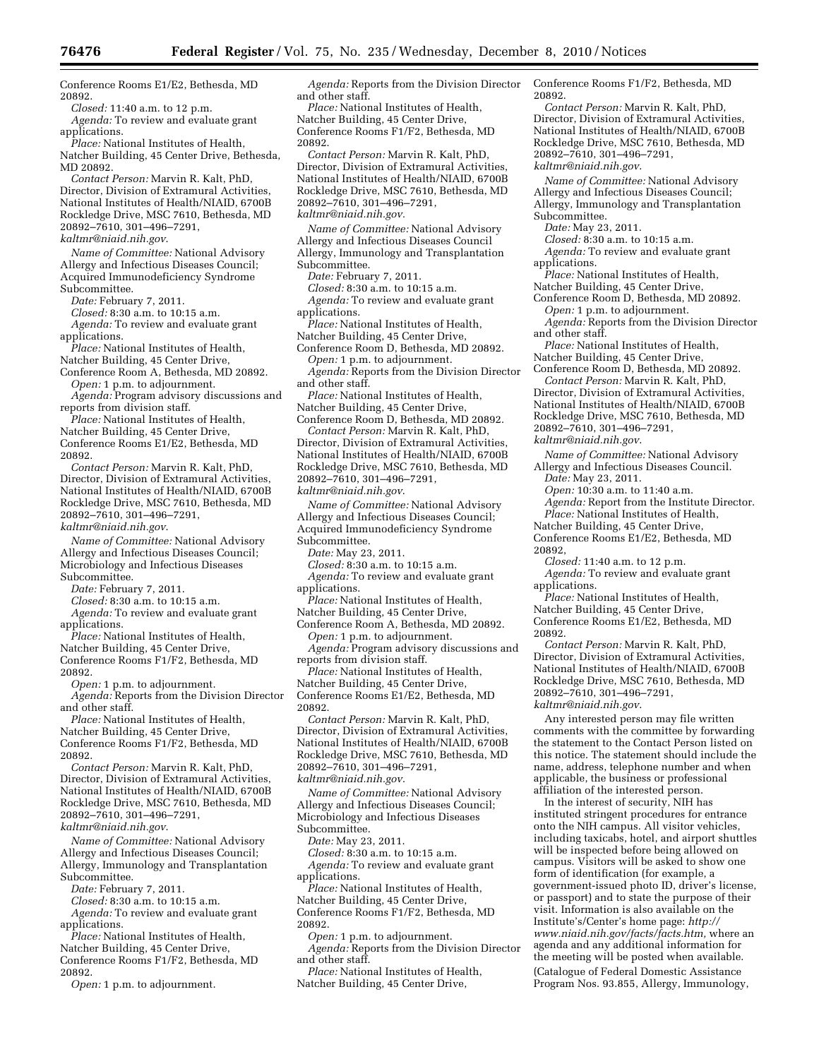Conference Rooms E1/E2, Bethesda, MD 20892.

*Closed:* 11:40 a.m. to 12 p.m.

*Agenda:* To review and evaluate grant applications.

*Place:* National Institutes of Health, Natcher Building, 45 Center Drive, Bethesda, MD 20892.

*Contact Person:* Marvin R. Kalt, PhD, Director, Division of Extramural Activities, National Institutes of Health/NIAID, 6700B Rockledge Drive, MSC 7610, Bethesda, MD 20892–7610, 301–496–7291, *kaltmr@niaid.nih.gov.*

*Name of Committee:* National Advisory Allergy and Infectious Diseases Council; Acquired Immunodeficiency Syndrome Subcommittee.

*Date:* February 7, 2011.

*Closed:* 8:30 a.m. to 10:15 a.m.

*Agenda:* To review and evaluate grant applications.

*Place:* National Institutes of Health, Natcher Building, 45 Center Drive, Conference Room A, Bethesda, MD 20892.

*Open:* 1 p.m. to adjournment.

*Agenda:* Program advisory discussions and reports from division staff.

*Place:* National Institutes of Health, Natcher Building, 45 Center Drive, Conference Rooms E1/E2, Bethesda, MD 20892.

*Contact Person:* Marvin R. Kalt, PhD, Director, Division of Extramural Activities, National Institutes of Health/NIAID, 6700B Rockledge Drive, MSC 7610, Bethesda, MD 20892–7610, 301–496–7291, *kaltmr@niaid.nih.gov.*

*Name of Committee:* National Advisory Allergy and Infectious Diseases Council; Microbiology and Infectious Diseases Subcommittee.

*Date:* February 7, 2011.

*Closed:* 8:30 a.m. to 10:15 a.m.

*Agenda:* To review and evaluate grant applications.

*Place:* National Institutes of Health, Natcher Building, 45 Center Drive, Conference Rooms F1/F2, Bethesda, MD 20892.

*Open:* 1 p.m. to adjournment.

*Agenda:* Reports from the Division Director and other staff.

*Place:* National Institutes of Health, Natcher Building, 45 Center Drive, Conference Rooms F1/F2, Bethesda, MD 20892.

*Contact Person:* Marvin R. Kalt, PhD, Director, Division of Extramural Activities, National Institutes of Health/NIAID, 6700B Rockledge Drive, MSC 7610, Bethesda, MD 20892–7610, 301–496–7291, *kaltmr@niaid.nih.gov.*

*Name of Committee:* National Advisory Allergy and Infectious Diseases Council; Allergy, Immunology and Transplantation Subcommittee.

*Date:* February 7, 2011.

*Closed:* 8:30 a.m. to 10:15 a.m.

*Agenda:* To review and evaluate grant applications.

*Place:* National Institutes of Health, Natcher Building, 45 Center Drive, Conference Rooms F1/F2, Bethesda, MD 20892.

*Open:* 1 p.m. to adjournment.

*Agenda:* Reports from the Division Director and other staff.

*Place:* National Institutes of Health, Natcher Building, 45 Center Drive, Conference Rooms F1/F2, Bethesda, MD 20892.

*Contact Person:* Marvin R. Kalt, PhD, Director, Division of Extramural Activities, National Institutes of Health/NIAID, 6700B Rockledge Drive, MSC 7610, Bethesda, MD 20892–7610, 301–496–7291, *kaltmr@niaid.nih.gov.*

*Name of Committee:* National Advisory Allergy and Infectious Diseases Council Allergy, Immunology and Transplantation Subcommittee.

*Date:* February 7, 2011.

*Closed:* 8:30 a.m. to 10:15 a.m.

*Agenda:* To review and evaluate grant applications.

*Place:* National Institutes of Health, Natcher Building, 45 Center Drive, Conference Room D, Bethesda, MD 20892.

*Open:* 1 p.m. to adjournment.

*Agenda:* Reports from the Division Director and other staff.

*Place:* National Institutes of Health, Natcher Building, 45 Center Drive, Conference Room D, Bethesda, MD 20892.

*Contact Person:* Marvin R. Kalt, PhD, Director, Division of Extramural Activities, National Institutes of Health/NIAID, 6700B Rockledge Drive, MSC 7610, Bethesda, MD 20892–7610, 301–496–7291, *kaltmr@niaid.nih.gov*.

*Name of Committee:* National Advisory Allergy and Infectious Diseases Council; Acquired Immunodeficiency Syndrome Subcommittee.

*Date:* May 23, 2011.

*Closed:* 8:30 a.m. to 10:15 a.m.

*Agenda:* To review and evaluate grant applications.

*Place:* National Institutes of Health, Natcher Building, 45 Center Drive, Conference Room A, Bethesda, MD 20892.

*Open:* 1 p.m. to adjournment.

*Agenda:* Program advisory discussions and reports from division staff.

*Place:* National Institutes of Health, Natcher Building, 45 Center Drive, Conference Rooms E1/E2, Bethesda, MD 20892.

*Contact Person:* Marvin R. Kalt, PhD, Director, Division of Extramural Activities, National Institutes of Health/NIAID, 6700B Rockledge Drive, MSC 7610, Bethesda, MD 20892–7610, 301–496–7291, *kaltmr@niaid.nih.gov*.

*Name of Committee:* National Advisory Allergy and Infectious Diseases Council; Microbiology and Infectious Diseases Subcommittee.

*Date:* May 23, 2011.

*Closed:* 8:30 a.m. to 10:15 a.m.

*Agenda:* To review and evaluate grant applications.

*Place:* National Institutes of Health, Natcher Building, 45 Center Drive, Conference Rooms F1/F2, Bethesda, MD 20892.

*Open:* 1 p.m. to adjournment.

*Agenda:* Reports from the Division Director and other staff.

*Place:* National Institutes of Health, Natcher Building, 45 Center Drive, Conference Rooms F1/F2, Bethesda, MD 20892.

*Contact Person:* Marvin R. Kalt, PhD, Director, Division of Extramural Activities, National Institutes of Health/NIAID, 6700B Rockledge Drive, MSC 7610, Bethesda, MD 20892–7610, 301–496–7291, *kaltmr@niaid.nih.gov.*

*Name of Committee:* National Advisory Allergy and Infectious Diseases Council; Allergy, Immunology and Transplantation Subcommittee.

*Date:* May 23, 2011.

*Closed:* 8:30 a.m. to 10:15 a.m.

*Agenda:* To review and evaluate grant applications.

*Place:* National Institutes of Health, Natcher Building, 45 Center Drive, Conference Room D, Bethesda, MD 20892.

*Open:* 1 p.m. to adjournment.

*Agenda:* Reports from the Division Director and other staff.

*Place:* National Institutes of Health, Natcher Building, 45 Center Drive, Conference Room D, Bethesda, MD 20892.

*Contact Person:* Marvin R. Kalt, PhD, Director, Division of Extramural Activities, National Institutes of Health/NIAID, 6700B Rockledge Drive, MSC 7610, Bethesda, MD 20892–7610, 301–496–7291, *kaltmr@niaid.nih.gov.*

*Name of Committee:* National Advisory Allergy and Infectious Diseases Council.

*Date:* May 23, 2011.

*Open:* 10:30 a.m. to 11:40 a.m.

*Agenda:* Report from the Institute Director.

*Place:* National Institutes of Health, Natcher Building, 45 Center Drive, Conference Rooms E1/E2, Bethesda, MD 20892,

*Closed:* 11:40 a.m. to 12 p.m.

*Agenda:* To review and evaluate grant applications.

*Place:* National Institutes of Health, Natcher Building, 45 Center Drive, Conference Rooms E1/E2, Bethesda, MD 20892.

*Contact Person:* Marvin R. Kalt, PhD, Director, Division of Extramural Activities, National Institutes of Health/NIAID, 6700B Rockledge Drive, MSC 7610, Bethesda, MD 20892–7610, 301–496–7291, *kaltmr@niaid.nih.gov.*

Any interested person may file written comments with the committee by forwarding the statement to the Contact Person listed on this notice. The statement should include the name, address, telephone number and when applicable, the business or professional affiliation of the interested person.

In the interest of security, NIH has instituted stringent procedures for entrance onto the NIH campus. All visitor vehicles, including taxicabs, hotel, and airport shuttles will be inspected before being allowed on campus. Visitors will be asked to show one form of identification (for example, a government-issued photo ID, driver's license, or passport) and to state the purpose of their visit. Information is also available on the Institute's/Center's home page: *http://www.niaid.nih.gov/facts/facts.htm,* where an agenda and any additional information for the meeting will be posted when available.

(Catalogue of Federal Domestic Assistance Program Nos. 93.855, Allergy, Immunology,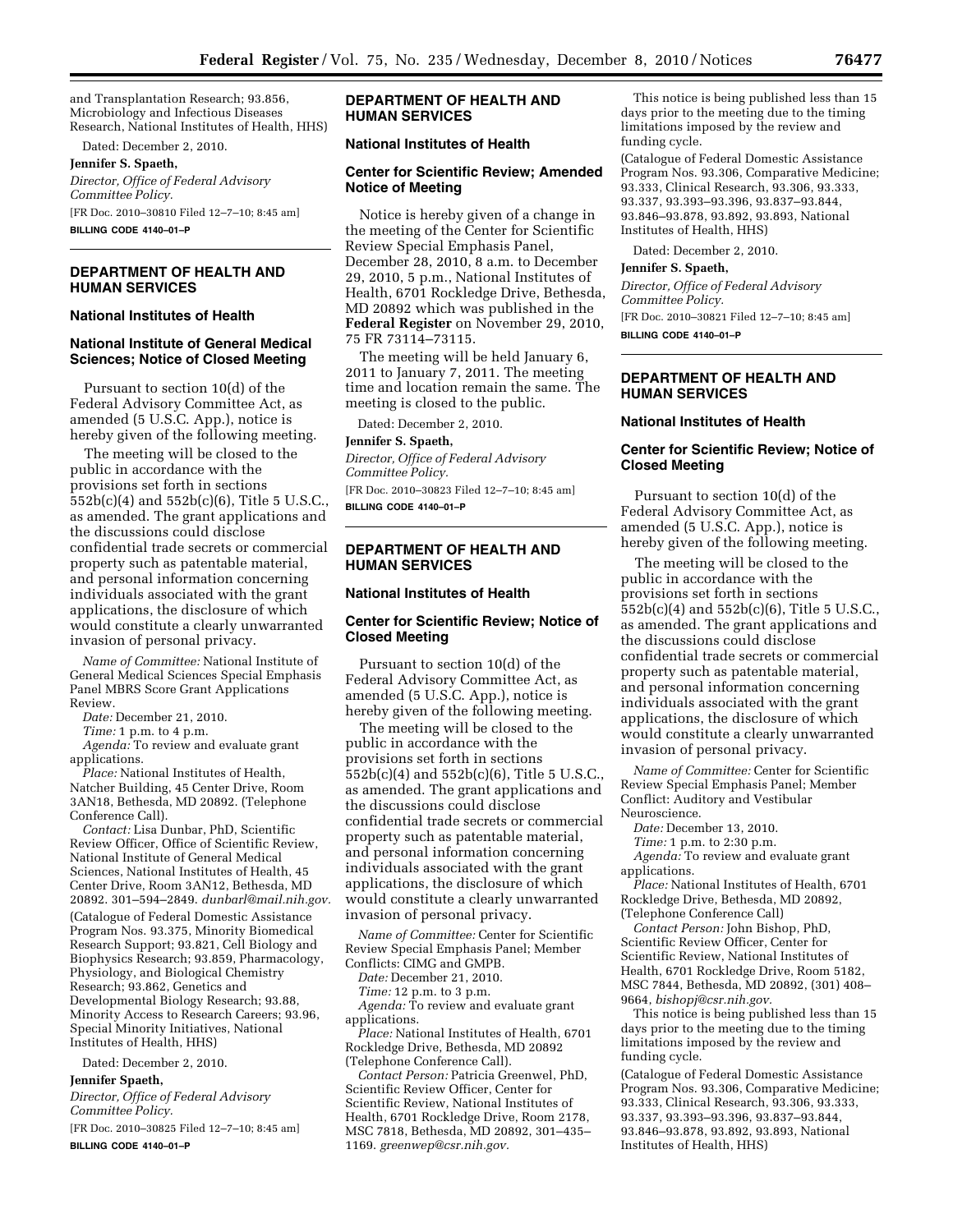and Transplantation Research; 93.856, Microbiology and Infectious Diseases Research, National Institutes of Health, HHS)

Dated: December 2, 2010.

**Jennifer S. Spaeth,**

*Director, Office of Federal Advisory Committee Policy.*

[FR Doc. 2010–30810 Filed 12–7–10; 8:45 am]

**BILLING CODE 4140–01–P**

---

## DEPARTMENT OF HEALTH AND HUMAN SERVICES

### National Institutes of Health

### National Institute of General Medical Sciences; Notice of Closed Meeting

Pursuant to section 10(d) of the Federal Advisory Committee Act, as amended (5 U.S.C. App.), notice is hereby given of the following meeting.

The meeting will be closed to the public in accordance with the provisions set forth in sections 552b(c)(4) and 552b(c)(6), Title 5 U.S.C., as amended. The grant applications and the discussions could disclose confidential trade secrets or commercial property such as patentable material, and personal information concerning individuals associated with the grant applications, the disclosure of which would constitute a clearly unwarranted invasion of personal privacy.

*Name of Committee:* National Institute of General Medical Sciences Special Emphasis Panel MBRS Score Grant Applications Review.

*Date:* December 21, 2010.

*Time:* 1 p.m. to 4 p.m.

*Agenda:* To review and evaluate grant applications.

*Place:* National Institutes of Health, Natcher Building, 45 Center Drive, Room 3AN18, Bethesda, MD 20892. (Telephone Conference Call).

*Contact:* Lisa Dunbar, PhD, Scientific Review Officer, Office of Scientific Review, National Institute of General Medical Sciences, National Institutes of Health, 45 Center Drive, Room 3AN12, Bethesda, MD 20892. 301–594–2849. *dunbarl@mail.nih.gov.*

(Catalogue of Federal Domestic Assistance Program Nos. 93.375, Minority Biomedical Research Support; 93.821, Cell Biology and Biophysics Research; 93.859, Pharmacology, Physiology, and Biological Chemistry Research; 93.862, Genetics and Developmental Biology Research; 93.88, Minority Access to Research Careers; 93.96, Special Minority Initiatives, National Institutes of Health, HHS)

Dated: December 2, 2010.

**Jennifer Spaeth,**

*Director, Office of Federal Advisory Committee Policy.*

[FR Doc. 2010–30825 Filed 12–7–10; 8:45 am]

**BILLING CODE 4140–01–P**

---

## DEPARTMENT OF HEALTH AND HUMAN SERVICES

### National Institutes of Health

### Center for Scientific Review; Amended Notice of Meeting

Notice is hereby given of a change in the meeting of the Center for Scientific Review Special Emphasis Panel, December 28, 2010, 8 a.m. to December 29, 2010, 5 p.m., National Institutes of Health, 6701 Rockledge Drive, Bethesda, MD 20892 which was published in the **Federal Register** on November 29, 2010, 75 FR 73114–73115.

The meeting will be held January 6, 2011 to January 7, 2011. The meeting time and location remain the same. The meeting is closed to the public.

Dated: December 2, 2010.

**Jennifer S. Spaeth,**

*Director, Office of Federal Advisory Committee Policy.*

[FR Doc. 2010–30823 Filed 12–7–10; 8:45 am]

**BILLING CODE 4140–01–P**

---

## DEPARTMENT OF HEALTH AND HUMAN SERVICES

### National Institutes of Health

### Center for Scientific Review; Notice of Closed Meeting

Pursuant to section 10(d) of the Federal Advisory Committee Act, as amended (5 U.S.C. App.), notice is hereby given of the following meeting.

The meeting will be closed to the public in accordance with the provisions set forth in sections 552b(c)(4) and 552b(c)(6), Title 5 U.S.C., as amended. The grant applications and the discussions could disclose confidential trade secrets or commercial property such as patentable material, and personal information concerning individuals associated with the grant applications, the disclosure of which would constitute a clearly unwarranted invasion of personal privacy.

*Name of Committee:* Center for Scientific Review Special Emphasis Panel; Member Conflicts: CIMG and GMPB.

*Date:* December 21, 2010.

*Time:* 12 p.m. to 3 p.m.

*Agenda:* To review and evaluate grant applications.

*Place:* National Institutes of Health, 6701 Rockledge Drive, Bethesda, MD 20892 (Telephone Conference Call).

*Contact Person:* Patricia Greenwel, PhD, Scientific Review Officer, Center for Scientific Review, National Institutes of Health, 6701 Rockledge Drive, Room 2178, MSC 7818, Bethesda, MD 20892, 301–435–1169. *greenwep@csr.nih.gov.*

This notice is being published less than 15 days prior to the meeting due to the timing limitations imposed by the review and funding cycle.

(Catalogue of Federal Domestic Assistance Program Nos. 93.306, Comparative Medicine; 93.333, Clinical Research, 93.306, 93.333, 93.337, 93.393–93.396, 93.837–93.844, 93.846–93.878, 93.892, 93.893, National Institutes of Health, HHS)

Dated: December 2, 2010.

**Jennifer S. Spaeth,**

*Director, Office of Federal Advisory Committee Policy.*

[FR Doc. 2010–30821 Filed 12–7–10; 8:45 am]

**BILLING CODE 4140–01–P**

---

## DEPARTMENT OF HEALTH AND HUMAN SERVICES

### National Institutes of Health

### Center for Scientific Review; Notice of Closed Meeting

Pursuant to section 10(d) of the Federal Advisory Committee Act, as amended (5 U.S.C. App.), notice is hereby given of the following meeting.

The meeting will be closed to the public in accordance with the provisions set forth in sections 552b(c)(4) and 552b(c)(6), Title 5 U.S.C., as amended. The grant applications and the discussions could disclose confidential trade secrets or commercial property such as patentable material, and personal information concerning individuals associated with the grant applications, the disclosure of which would constitute a clearly unwarranted invasion of personal privacy.

*Name of Committee:* Center for Scientific Review Special Emphasis Panel; Member Conflict: Auditory and Vestibular Neuroscience.

*Date:* December 13, 2010.

*Time:* 1 p.m. to 2:30 p.m.

*Agenda:* To review and evaluate grant applications.

*Place:* National Institutes of Health, 6701 Rockledge Drive, Bethesda, MD 20892, (Telephone Conference Call)

*Contact Person:* John Bishop, PhD, Scientific Review Officer, Center for Scientific Review, National Institutes of Health, 6701 Rockledge Drive, Room 5182, MSC 7844, Bethesda, MD 20892, (301) 408–9664, *bishopj@csr.nih.gov.*

This notice is being published less than 15 days prior to the meeting due to the timing limitations imposed by the review and funding cycle.

(Catalogue of Federal Domestic Assistance Program Nos. 93.306, Comparative Medicine; 93.333, Clinical Research, 93.306, 93.333, 93.337, 93.393–93.396, 93.837–93.844, 93.846–93.878, 93.892, 93.893, National Institutes of Health, HHS)